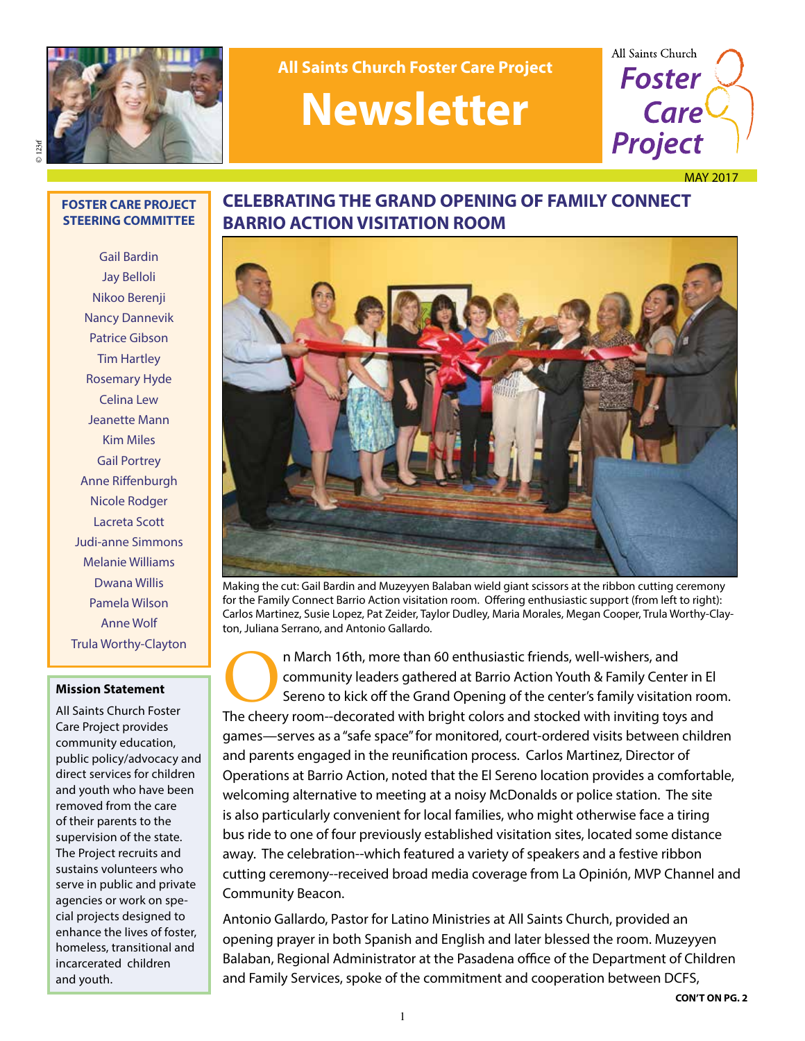All Saints Church Foster Care Project

# Newsletter

All Saints Church Foster Care Project

MAY 2017

## CELEBRATING THE GRAND OPENING OF FAMILY CONNECT BARRIO ACTION VISITATION ROOM

Making the cut: Gail Bardin and Muzeyyen Balaban wield giant scissors at the ribbon cutting ceremony for the Family Connect Barrio Action visitation room. Offering enthusiastic support (from left to right): Carlos Martinez, Susie Lopez, Pat Zeider, Taylor Dudley, Maria Morales, Megan Cooper, Trula Worthy-Clayton, Juliana Serrano, and Antonio Gallardo.

On March 16th, more than 60 enthusiastic friends, well-wishers, and community leaders gathered at Barrio Action Youth & Family Center in El Sereno to kick off the Grand Opening of the center's family visitation room. The cheery room--decorated with bright colors and stocked with inviting toys and games—serves as a "safe space" for monitored, court-ordered visits between children and parents engaged in the reunification process. Carlos Martinez, Director of Operations at Barrio Action, noted that the El Sereno location provides a comfortable, welcoming alternative to meeting at a noisy McDonalds or police station. The site is also particularly convenient for local families, who might otherwise face a tiring bus ride to one of four previously established visitation sites, located some distance away. The celebration--which featured a variety of speakers and a festive ribbon cutting ceremony--received broad media coverage from La Opinión, MVP Channel and Community Beacon.

Antonio Gallardo, Pastor for Latino Ministries at All Saints Church, provided an opening prayer in both Spanish and English and later blessed the room. Muzeyyen Balaban, Regional Administrator at the Pasadena office of the Department of Children and Family Services, spoke of the commitment and cooperation between DCFS,

**CON'T ON PG. 2**

### FOSTER CARE PROJECT STEERING COMMITTEE

Gail Bardin
Jay Belloli
Nikoo Berenji
Nancy Dannevik
Patrice Gibson
Tim Hartley
Rosemary Hyde
Celina Lew
Jeanette Mann
Kim Miles
Gail Portrey
Anne Riffenburgh
Nicole Rodger
Lacreta Scott
Judi-anne Simmons
Melanie Williams
Dwana Willis
Pamela Wilson
Anne Wolf
Trula Worthy-Clayton

### Mission Statement

All Saints Church Foster Care Project provides community education, public policy/advocacy and direct services for children and youth who have been removed from the care of their parents to the supervision of the state. The Project recruits and sustains volunteers who serve in public and private agencies or work on special projects designed to enhance the lives of foster, homeless, transitional and incarcerated children and youth.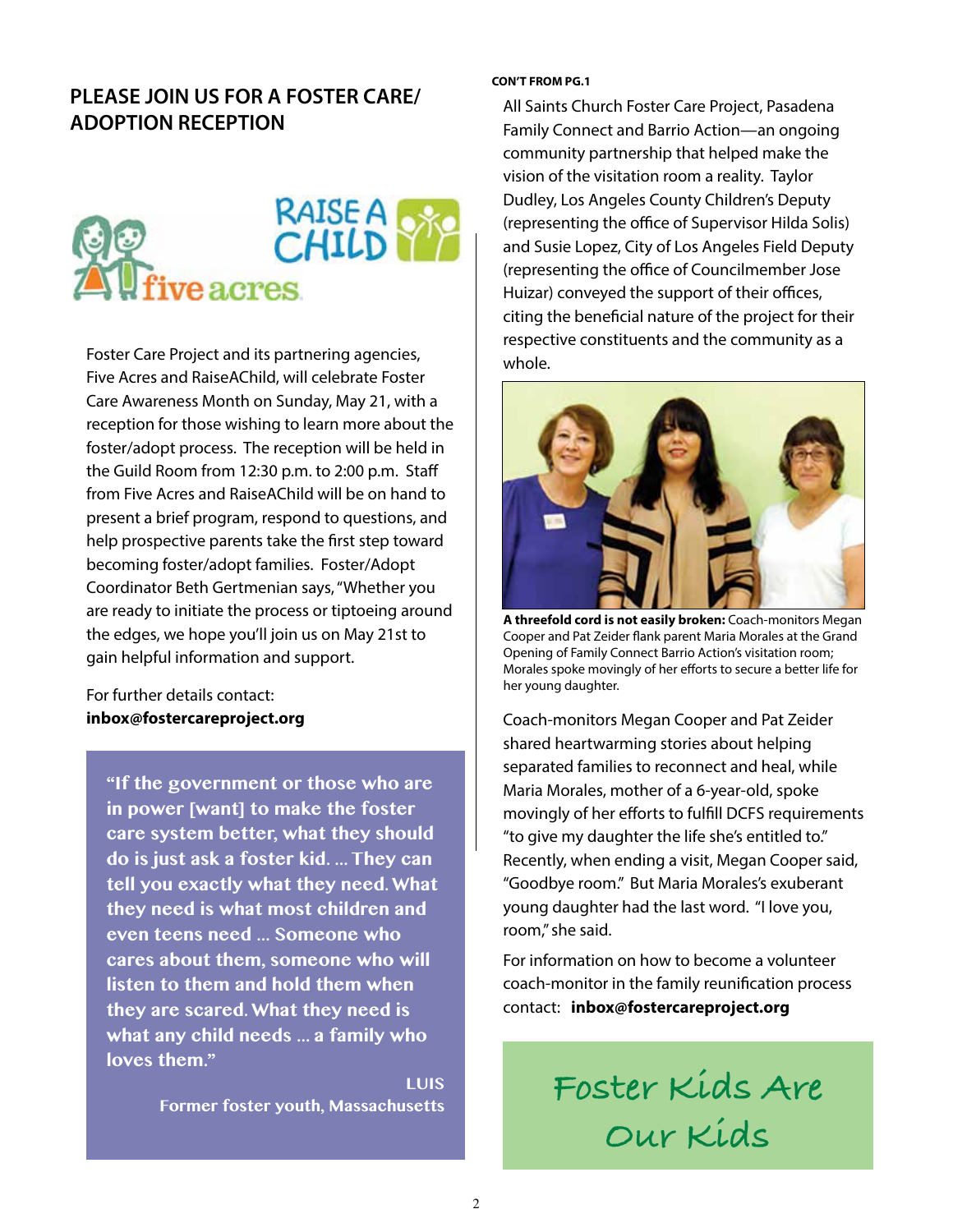## PLEASE JOIN US FOR A FOSTER CARE/ ADOPTION RECEPTION

Foster Care Project and its partnering agencies, Five Acres and RaiseAChild, will celebrate Foster Care Awareness Month on Sunday, May 21, with a reception for those wishing to learn more about the foster/adopt process. The reception will be held in the Guild Room from 12:30 p.m. to 2:00 p.m. Staff from Five Acres and RaiseAChild will be on hand to present a brief program, respond to questions, and help prospective parents take the first step toward becoming foster/adopt families. Foster/Adopt Coordinator Beth Gertmenian says, "Whether you are ready to initiate the process or tiptoeing around the edges, we hope you'll join us on May 21st to gain helpful information and support.

For further details contact:
**inbox@fostercareproject.org**

> **"If the government or those who are in power [want] to make the foster care system better, what they should do is just ask a foster kid. ... They can tell you exactly what they need. What they need is what most children and even teens need ... Someone who cares about them, someone who will listen to them and hold them when they are scared. What they need is what any child needs ... a family who loves them."**
>
> **LUIS**
> **Former foster youth, Massachusetts**

**CON'T FROM PG.1**

All Saints Church Foster Care Project, Pasadena Family Connect and Barrio Action—an ongoing community partnership that helped make the vision of the visitation room a reality. Taylor Dudley, Los Angeles County Children's Deputy (representing the office of Supervisor Hilda Solis) and Susie Lopez, City of Los Angeles Field Deputy (representing the office of Councilmember Jose Huizar) conveyed the support of their offices, citing the beneficial nature of the project for their respective constituents and the community as a whole.

**A threefold cord is not easily broken:** Coach-monitors Megan Cooper and Pat Zeider flank parent Maria Morales at the Grand Opening of Family Connect Barrio Action's visitation room; Morales spoke movingly of her efforts to secure a better life for her young daughter.

Coach-monitors Megan Cooper and Pat Zeider shared heartwarming stories about helping separated families to reconnect and heal, while Maria Morales, mother of a 6-year-old, spoke movingly of her efforts to fulfill DCFS requirements "to give my daughter the life she's entitled to." Recently, when ending a visit, Megan Cooper said, "Goodbye room." But Maria Morales's exuberant young daughter had the last word. "I love you, room," she said.

For information on how to become a volunteer coach-monitor in the family reunification process contact: **inbox@fostercareproject.org**

**Foster Kids Are Our Kids**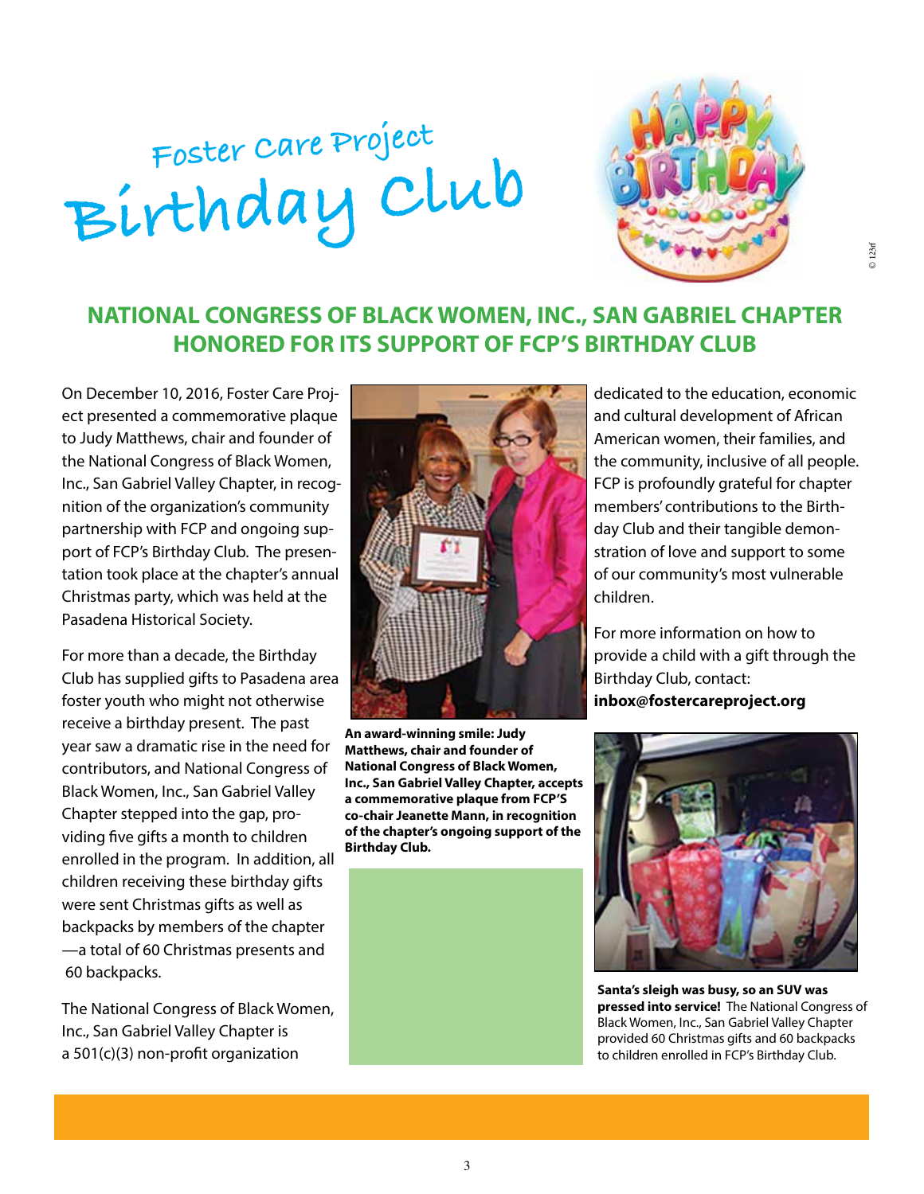# Foster Care Project Birthday Club

## NATIONAL CONGRESS OF BLACK WOMEN, INC., SAN GABRIEL CHAPTER HONORED FOR ITS SUPPORT OF FCP'S BIRTHDAY CLUB

On December 10, 2016, Foster Care Project presented a commemorative plaque to Judy Matthews, chair and founder of the National Congress of Black Women, Inc., San Gabriel Valley Chapter, in recognition of the organization's community partnership with FCP and ongoing support of FCP's Birthday Club. The presentation took place at the chapter's annual Christmas party, which was held at the Pasadena Historical Society.

For more than a decade, the Birthday Club has supplied gifts to Pasadena area foster youth who might not otherwise receive a birthday present. The past year saw a dramatic rise in the need for contributors, and National Congress of Black Women, Inc., San Gabriel Valley Chapter stepped into the gap, providing five gifts a month to children enrolled in the program. In addition, all children receiving these birthday gifts were sent Christmas gifts as well as backpacks by members of the chapter —a total of 60 Christmas presents and 60 backpacks.

The National Congress of Black Women, Inc., San Gabriel Valley Chapter is a 501(c)(3) non-profit organization dedicated to the education, economic and cultural development of African American women, their families, and the community, inclusive of all people. FCP is profoundly grateful for chapter members' contributions to the Birthday Club and their tangible demonstration of love and support to some of our community's most vulnerable children.

**An award-winning smile: Judy Matthews, chair and founder of National Congress of Black Women, Inc., San Gabriel Valley Chapter, accepts a commemorative plaque from FCP'S co-chair Jeanette Mann, in recognition of the chapter's ongoing support of the Birthday Club.**

For more information on how to provide a child with a gift through the Birthday Club, contact: **inbox@fostercareproject.org**

**Santa's sleigh was busy, so an SUV was pressed into service!** The National Congress of Black Women, Inc., San Gabriel Valley Chapter provided 60 Christmas gifts and 60 backpacks to children enrolled in FCP's Birthday Club.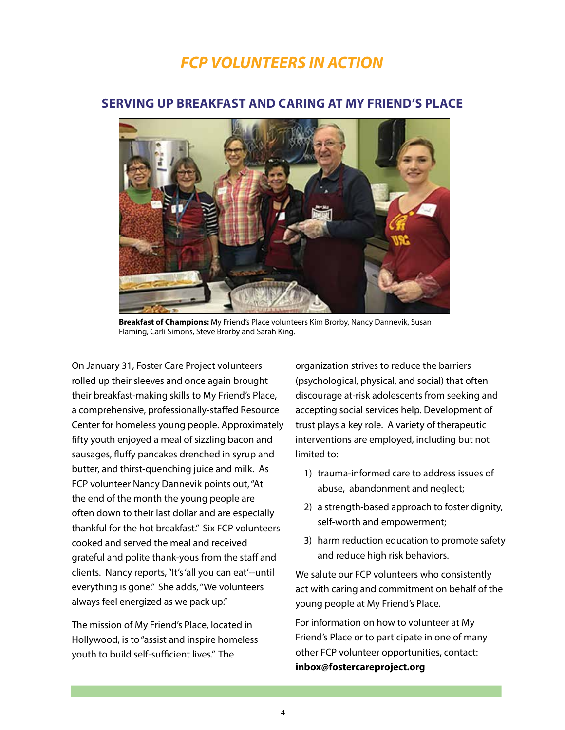# *FCP VOLUNTEERS IN ACTION*

## SERVING UP BREAKFAST AND CARING AT MY FRIEND'S PLACE

**Breakfast of Champions:** My Friend's Place volunteers Kim Brorby, Nancy Dannevik, Susan Flaming, Carli Simons, Steve Brorby and Sarah King.

On January 31, Foster Care Project volunteers rolled up their sleeves and once again brought their breakfast-making skills to My Friend's Place, a comprehensive, professionally-staffed Resource Center for homeless young people. Approximately fifty youth enjoyed a meal of sizzling bacon and sausages, fluffy pancakes drenched in syrup and butter, and thirst-quenching juice and milk. As FCP volunteer Nancy Dannevik points out, "At the end of the month the young people are often down to their last dollar and are especially thankful for the hot breakfast." Six FCP volunteers cooked and served the meal and received grateful and polite thank-yous from the staff and clients. Nancy reports, "It's 'all you can eat'--until everything is gone." She adds, "We volunteers always feel energized as we pack up."

The mission of My Friend's Place, located in Hollywood, is to "assist and inspire homeless youth to build self-sufficient lives." The organization strives to reduce the barriers (psychological, physical, and social) that often discourage at-risk adolescents from seeking and accepting social services help. Development of trust plays a key role. A variety of therapeutic interventions are employed, including but not limited to:

1) trauma-informed care to address issues of abuse, abandonment and neglect;
2) a strength-based approach to foster dignity, self-worth and empowerment;
3) harm reduction education to promote safety and reduce high risk behaviors.

We salute our FCP volunteers who consistently act with caring and commitment on behalf of the young people at My Friend's Place.

For information on how to volunteer at My Friend's Place or to participate in one of many other FCP volunteer opportunities, contact: **inbox@fostercareproject.org**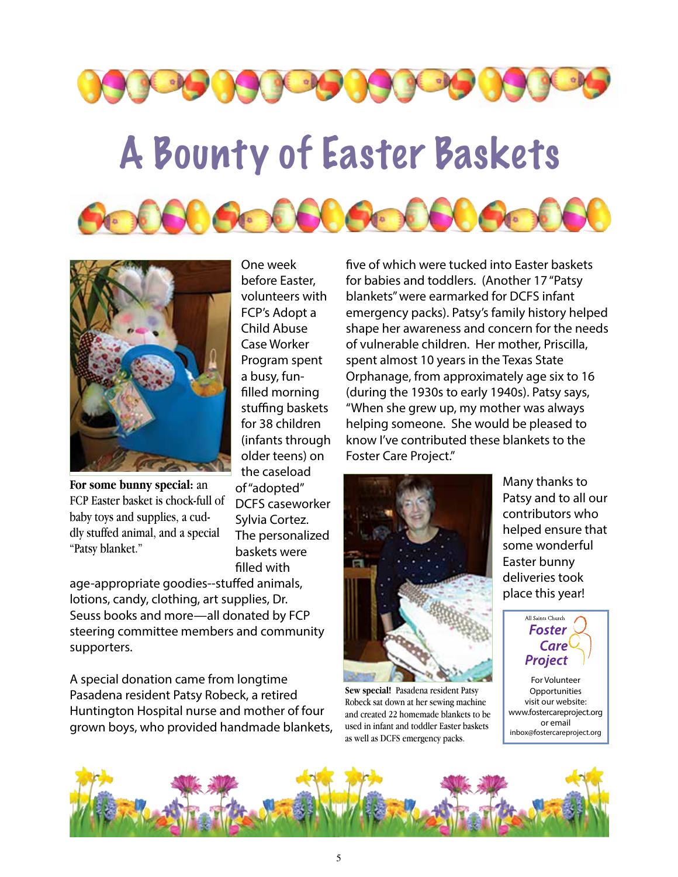# A Bounty of Easter Baskets

**For some bunny special:** an FCP Easter basket is chock-full of baby toys and supplies, a cuddly stuffed animal, and a special "Patsy blanket."

One week before Easter, volunteers with FCP's Adopt a Child Abuse Case Worker Program spent a busy, fun-filled morning stuffing baskets for 38 children (infants through older teens) on the caseload of "adopted" DCFS caseworker Sylvia Cortez. The personalized baskets were filled with age-appropriate goodies--stuffed animals, lotions, candy, clothing, art supplies, Dr. Seuss books and more—all donated by FCP steering committee members and community supporters.

A special donation came from longtime Pasadena resident Patsy Robeck, a retired Huntington Hospital nurse and mother of four grown boys, who provided handmade blankets, five of which were tucked into Easter baskets for babies and toddlers. (Another 17 "Patsy blankets" were earmarked for DCFS infant emergency packs). Patsy's family history helped shape her awareness and concern for the needs of vulnerable children. Her mother, Priscilla, spent almost 10 years in the Texas State Orphanage, from approximately age six to 16 (during the 1930s to early 1940s). Patsy says, "When she grew up, my mother was always helping someone. She would be pleased to know I've contributed these blankets to the Foster Care Project."

**Sew special!** Pasadena resident Patsy Robeck sat down at her sewing machine and created 22 homemade blankets to be used in infant and toddler Easter baskets as well as DCFS emergency packs.

Many thanks to Patsy and to all our contributors who helped ensure that some wonderful Easter bunny deliveries took place this year!

All Saints Church
**Foster Care Project**

For Volunteer Opportunities visit our website:
www.fostercareproject.org
or email
inbox@fostercareproject.org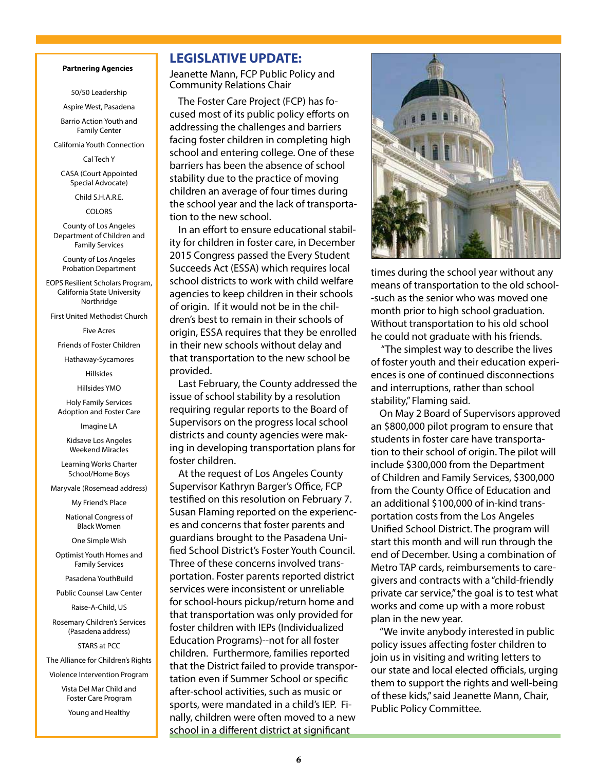**Partnering Agencies**

50/50 Leadership

Aspire West, Pasadena

Barrio Action Youth and Family Center

California Youth Connection

Cal Tech Y

CASA (Court Appointed Special Advocate)

Child S.H.A.R.E.

COLORS

County of Los Angeles Department of Children and Family Services

County of Los Angeles Probation Department

EOPS Resilient Scholars Program, California State University Northridge

First United Methodist Church

Five Acres

Friends of Foster Children

Hathaway-Sycamores

Hillsides

Hillsides YMO

Holy Family Services Adoption and Foster Care

Imagine LA

Kidsave Los Angeles Weekend Miracles

Learning Works Charter School/Home Boys

Maryvale (Rosemead address)

My Friend's Place

National Congress of Black Women

One Simple Wish

Optimist Youth Homes and Family Services

Pasadena YouthBuild

Public Counsel Law Center

Raise-A-Child, US

Rosemary Children's Services (Pasadena address)

STARS at PCC

The Alliance for Children's Rights

Violence Intervention Program

Vista Del Mar Child and Foster Care Program

Young and Healthy

## LEGISLATIVE UPDATE:

Jeanette Mann, FCP Public Policy and Community Relations Chair

The Foster Care Project (FCP) has focused most of its public policy efforts on addressing the challenges and barriers facing foster children in completing high school and entering college. One of these barriers has been the absence of school stability due to the practice of moving children an average of four times during the school year and the lack of transportation to the new school.

In an effort to ensure educational stability for children in foster care, in December 2015 Congress passed the Every Student Succeeds Act (ESSA) which requires local school districts to work with child welfare agencies to keep children in their schools of origin. If it would not be in the children's best to remain in their schools of origin, ESSA requires that they be enrolled in their new schools without delay and that transportation to the new school be provided.

Last February, the County addressed the issue of school stability by a resolution requiring regular reports to the Board of Supervisors on the progress local school districts and county agencies were making in developing transportation plans for foster children.

At the request of Los Angeles County Supervisor Kathryn Barger's Office, FCP testified on this resolution on February 7. Susan Flaming reported on the experiences and concerns that foster parents and guardians brought to the Pasadena Unified School District's Foster Youth Council. Three of these concerns involved transportation. Foster parents reported district services were inconsistent or unreliable for school-hours pickup/return home and that transportation was only provided for foster children with IEPs (Individualized Education Programs)--not for all foster children. Furthermore, families reported that the District failed to provide transportation even if Summer School or specific after-school activities, such as music or sports, were mandated in a child's IEP. Finally, children were often moved to a new school in a different district at significant times during the school year without any means of transportation to the old school--such as the senior who was moved one month prior to high school graduation. Without transportation to his old school he could not graduate with his friends.

"The simplest way to describe the lives of foster youth and their education experiences is one of continued disconnections and interruptions, rather than school stability," Flaming said.

On May 2 Board of Supervisors approved an $800,000 pilot program to ensure that students in foster care have transportation to their school of origin. The pilot will include $300,000 from the Department of Children and Family Services, $300,000 from the County Office of Education and an additional $100,000 of in-kind transportation costs from the Los Angeles Unified School District. The program will start this month and will run through the end of December. Using a combination of Metro TAP cards, reimbursements to caregivers and contracts with a "child-friendly private car service," the goal is to test what works and come up with a more robust plan in the new year.

"We invite anybody interested in public policy issues affecting foster children to join us in visiting and writing letters to our state and local elected officials, urging them to support the rights and well-being of these kids," said Jeanette Mann, Chair, Public Policy Committee.